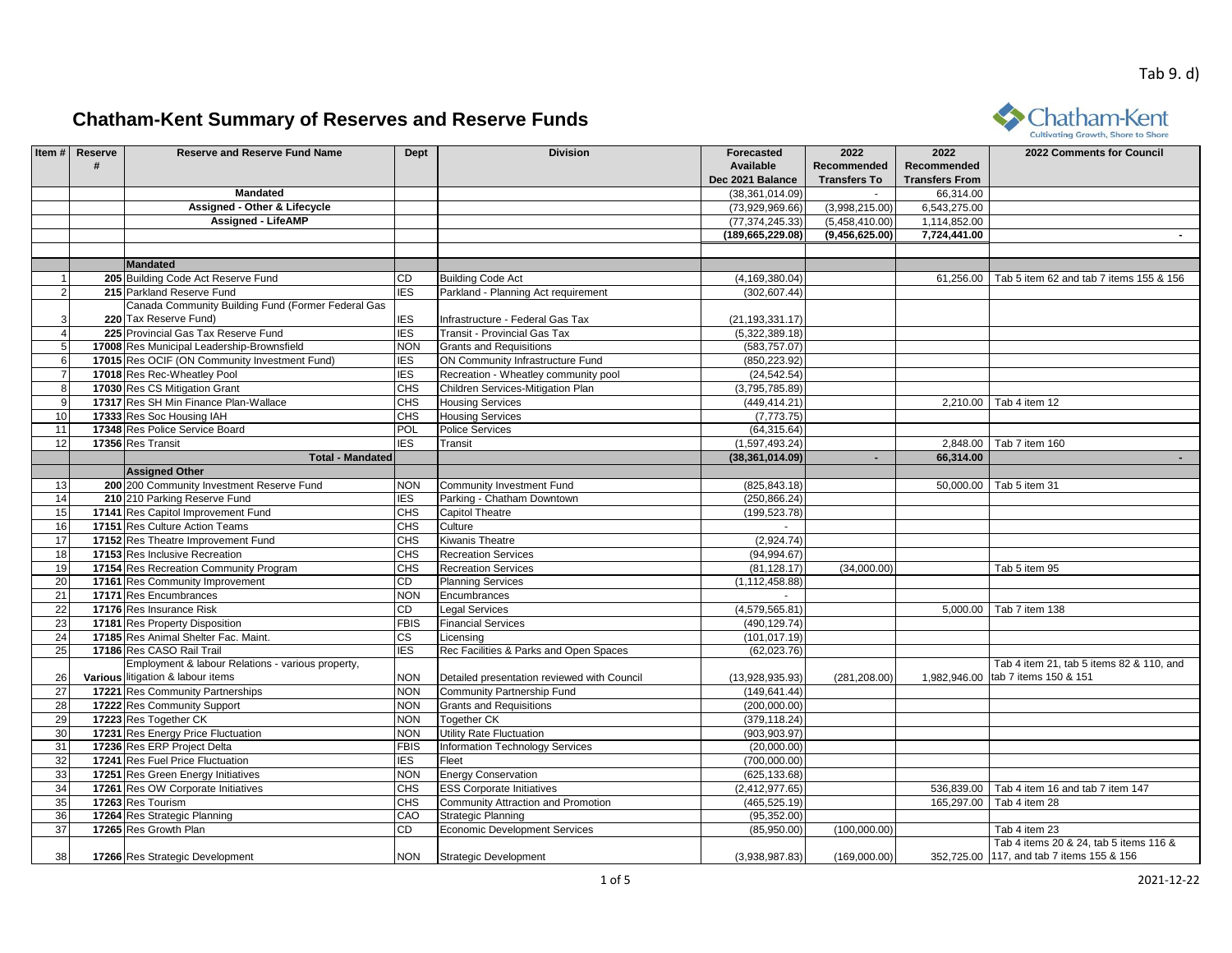Tab 9. d)

# Chatham-Kent Summary of Reserves and Reserve Funds

| Item # | Reserve # | Reserve and Reserve Fund Name | Dept | Division | Forecasted Available Dec 2021 Balance | 2022 Recommended Transfers To | 2022 Recommended Transfers From | 2022 Comments for Council |
|---|---|---|---|---|---|---|---|---|
| | | Mandated | | | (38,361,014.09) | - | 66,314.00 | |
| | | Assigned - Other & Lifecycle | | | (73,929,969.66) | (3,998,215.00) | 6,543,275.00 | |
| | | Assigned - LifeAMP | | | (77,374,245.33) | (5,458,410.00) | 1,114,852.00 | |
| | | | | | (189,665,229.08) | (9,456,625.00) | 7,724,441.00 | - |
| | | | | | | | | |
| | | **Mandated** | | | | | | |
| 1 | 205 | Building Code Act Reserve Fund | CD | Building Code Act | (4,169,380.04) | | 61,256.00 | Tab 5 item 62 and tab 7 items 155 & 156 |
| 2 | 215 | Parkland Reserve Fund | IES | Parkland - Planning Act requirement | (302,607.44) | | | |
| 3 | 220 | Canada Community Building Fund (Former Federal Gas Tax Reserve Fund) | IES | Infrastructure - Federal Gas Tax | (21,193,331.17) | | | |
| 4 | 225 | Provincial Gas Tax Reserve Fund | IES | Transit - Provincial Gas Tax | (5,322,389.18) | | | |
| 5 | 17008 | Res Municipal Leadership-Brownsfield | NON | Grants and Requisitions | (583,757.07) | | | |
| 6 | 17015 | Res OCIF (ON Community Investment Fund) | IES | ON Community Infrastructure Fund | (850,223.92) | | | |
| 7 | 17018 | Res Rec-Wheatley Pool | IES | Recreation - Wheatley community pool | (24,542.54) | | | |
| 8 | 17030 | Res CS Mitigation Grant | CHS | Children Services-Mitigation Plan | (3,795,785.89) | | | |
| 9 | 17317 | Res SH Min Finance Plan-Wallace | CHS | Housing Services | (449,414.21) | | 2,210.00 | Tab 4 item 12 |
| 10 | 17333 | Res Soc Housing IAH | CHS | Housing Services | (7,773.75) | | | |
| 11 | 17348 | Res Police Service Board | POL | Police Services | (64,315.64) | | | |
| 12 | 17356 | Res Transit | IES | Transit | (1,597,493.24) | | 2,848.00 | Tab 7 item 160 |
| | | **Total - Mandated** | | | (38,361,014.09) | - | 66,314.00 | - |
| | | **Assigned Other** | | | | | | |
| 13 | 200 | 200 Community Investment Reserve Fund | NON | Community Investment Fund | (825,843.18) | | 50,000.00 | Tab 5 item 31 |
| 14 | 210 | 210 Parking Reserve Fund | IES | Parking - Chatham Downtown | (250,866.24) | | | |
| 15 | 17141 | Res Capitol Improvement Fund | CHS | Capitol Theatre | (199,523.78) | | | |
| 16 | 17151 | Res Culture Action Teams | CHS | Culture | - | | | |
| 17 | 17152 | Res Theatre Improvement Fund | CHS | Kiwanis Theatre | (2,924.74) | | | |
| 18 | 17153 | Res Inclusive Recreation | CHS | Recreation Services | (94,994.67) | | | |
| 19 | 17154 | Res Recreation Community Program | CHS | Recreation Services | (81,128.17) | (34,000.00) | | Tab 5 item 95 |
| 20 | 17161 | Res Community Improvement | CD | Planning Services | (1,112,458.88) | | | |
| 21 | 17171 | Res Encumbrances | NON | Encumbrances | - | | | |
| 22 | 17176 | Res Insurance Risk | CD | Legal Services | (4,579,565.81) | | 5,000.00 | Tab 7 item 138 |
| 23 | 17181 | Res Property Disposition | FBIS | Financial Services | (490,129.74) | | | |
| 24 | 17185 | Res Animal Shelter Fac. Maint. | CS | Licensing | (101,017.19) | | | |
| 25 | 17186 | Res CASO Rail Trail | IES | Rec Facilities & Parks and Open Spaces | (62,023.76) | | | |
| 26 | Various | Employment & labour Relations - various property, litigation & labour items | NON | Detailed presentation reviewed with Council | (13,928,935.93) | (281,208.00) | 1,982,946.00 | Tab 4 item 21, tab 5 items 82 & 110, and tab 7 items 150 & 151 |
| 27 | 17221 | Res Community Partnerships | NON | Community Partnership Fund | (149,641.44) | | | |
| 28 | 17222 | Res Community Support | NON | Grants and Requisitions | (200,000.00) | | | |
| 29 | 17223 | Res Together CK | NON | Together CK | (379,118.24) | | | |
| 30 | 17231 | Res Energy Price Fluctuation | NON | Utility Rate Fluctuation | (903,903.97) | | | |
| 31 | 17236 | Res ERP Project Delta | FBIS | Information Technology Services | (20,000.00) | | | |
| 32 | 17241 | Res Fuel Price Fluctuation | IES | Fleet | (700,000.00) | | | |
| 33 | 17251 | Res Green Energy Initiatives | NON | Energy Conservation | (625,133.68) | | | |
| 34 | 17261 | Res OW Corporate Initiatives | CHS | ESS Corporate Initiatives | (2,412,977.65) | | 536,839.00 | Tab 4 item 16 and tab 7 item 147 |
| 35 | 17263 | Res Tourism | CHS | Community Attraction and Promotion | (465,525.19) | | 165,297.00 | Tab 4 item 28 |
| 36 | 17264 | Res Strategic Planning | CAO | Strategic Planning | (95,352.00) | | | |
| 37 | 17265 | Res Growth Plan | CD | Economic Development Services | (85,950.00) | (100,000.00) | | Tab 4 item 23 |
| 38 | 17266 | Res Strategic Development | NON | Strategic Development | (3,938,987.83) | (169,000.00) | 352,725.00 | Tab 4 items 20 & 24, tab 5 items 116 & 117, and tab 7 items 155 & 156 |

2021-12-22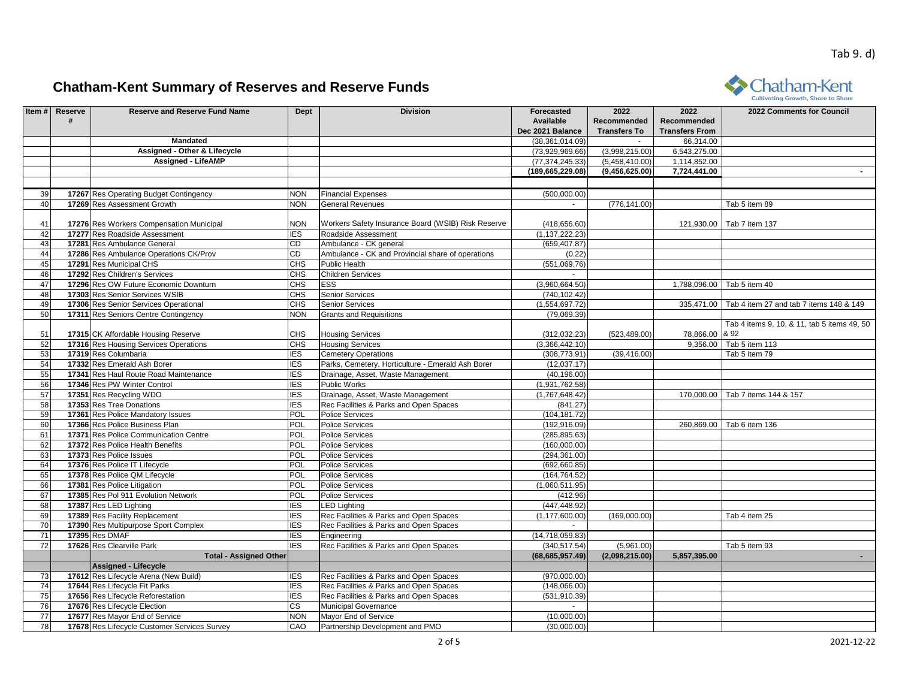Tab 9. d)

# Chatham-Kent Summary of Reserves and Reserve Funds

| Item # | Reserve # | Reserve and Reserve Fund Name | Dept | Division | Forecasted Available Dec 2021 Balance | 2022 Recommended Transfers To | 2022 Recommended Transfers From | 2022 Comments for Council |
|---|---|---|---|---|---|---|---|---|
| | | **Mandated** | | | (38,361,014.09) | - | 66,314.00 | |
| | | **Assigned - Other & Lifecycle** | | | (73,929,969.66) | (3,998,215.00) | 6,543,275.00 | |
| | | **Assigned - LifeAMP** | | | (77,374,245.33) | (5,458,410.00) | 1,114,852.00 | |
| | | | | | **(189,665,229.08)** | **(9,456,625.00)** | **7,724,441.00** | - |
| | | | | | | | | |
| 39 | 17267 | Res Operating Budget Contingency | NON | Financial Expenses | (500,000.00) | | | |
| 40 | 17269 | Res Assessment Growth | NON | General Revenues | - | (776,141.00) | | Tab 5 item 89 |
| 41 | 17276 | Res Workers Compensation Municipal | NON | Workers Safety Insurance Board (WSIB) Risk Reserve | (418,656.60) | | 121,930.00 | Tab 7 item 137 |
| 42 | 17277 | Res Roadside Assessment | IES | Roadside Assessment | (1,137,222.23) | | | |
| 43 | 17281 | Res Ambulance General | CD | Ambulance - CK general | (659,407.87) | | | |
| 44 | 17286 | Res Ambulance Operations CK/Prov | CD | Ambulance - CK and Provincial share of operations | (0.22) | | | |
| 45 | 17291 | Res Municipal CHS | CHS | Public Health | (551,069.76) | | | |
| 46 | 17292 | Res Children's Services | CHS | Children Services | - | | | |
| 47 | 17296 | Res OW Future Economic Downturn | CHS | ESS | (3,960,664.50) | | 1,788,096.00 | Tab 5 item 40 |
| 48 | 17303 | Res Senior Services WSIB | CHS | Senior Services | (740,102.42) | | | |
| 49 | 17306 | Res Senior Services Operational | CHS | Senior Services | (1,554,697.72) | | 335,471.00 | Tab 4 item 27 and tab 7 items 148 & 149 |
| 50 | 17311 | Res Seniors Centre Contingency | NON | Grants and Requisitions | (79,069.39) | | | |
| 51 | 17315 | CK Affordable Housing Reserve | CHS | Housing Services | (312,032.23) | (523,489.00) | 78,866.00 | Tab 4 items 9, 10, & 11, tab 5 items 49, 50 & 92 |
| 52 | 17316 | Res Housing Services Operations | CHS | Housing Services | (3,366,442.10) | | 9,356.00 | Tab 5 item 113 |
| 53 | 17319 | Res Columbaria | IES | Cemetery Operations | (308,773.91) | (39,416.00) | | Tab 5 item 79 |
| 54 | 17332 | Res Emerald Ash Borer | IES | Parks, Cemetery, Horticulture - Emerald Ash Borer | (12,037.17) | | | |
| 55 | 17341 | Res Haul Route Road Maintenance | IES | Drainage, Asset, Waste Management | (40,196.00) | | | |
| 56 | 17346 | Res PW Winter Control | IES | Public Works | (1,931,762.58) | | | |
| 57 | 17351 | Res Recycling WDO | IES | Drainage, Asset, Waste Management | (1,767,648.42) | | 170,000.00 | Tab 7 items 144 & 157 |
| 58 | 17353 | Res Tree Donations | IES | Rec Facilities & Parks and Open Spaces | (841.27) | | | |
| 59 | 17361 | Res Police Mandatory Issues | POL | Police Services | (104,181.72) | | | |
| 60 | 17366 | Res Police Business Plan | POL | Police Services | (192,916.09) | | 260,869.00 | Tab 6 item 136 |
| 61 | 17371 | Res Police Communication Centre | POL | Police Services | (285,895.63) | | | |
| 62 | 17372 | Res Police Health Benefits | POL | Police Services | (160,000.00) | | | |
| 63 | 17373 | Res Police Issues | POL | Police Services | (294,361.00) | | | |
| 64 | 17376 | Res Police IT Lifecycle | POL | Police Services | (692,660.85) | | | |
| 65 | 17378 | Res Police QM Lifecycle | POL | Police Services | (164,764.52) | | | |
| 66 | 17381 | Res Police Litigation | POL | Police Services | (1,060,511.95) | | | |
| 67 | 17385 | Res Pol 911 Evolution Network | POL | Police Services | (412.96) | | | |
| 68 | 17387 | Res LED Lighting | IES | LED Lighting | (447,448.92) | | | |
| 69 | 17389 | Res Facility Replacement | IES | Rec Facilities & Parks and Open Spaces | (1,177,600.00) | (169,000.00) | | Tab 4 item 25 |
| 70 | 17390 | Res Multipurpose Sport Complex | IES | Rec Facilities & Parks and Open Spaces | - | | | |
| 71 | 17395 | Res DMAF | IES | Engineering | (14,718,059.83) | | | |
| 72 | 17626 | Res Clearville Park | IES | Rec Facilities & Parks and Open Spaces | (340,517.54) | (5,961.00) | | Tab 5 item 93 |
| | | **Total - Assigned Other** | | | **(68,685,957.49)** | **(2,098,215.00)** | **5,857,395.00** | - |
| | | **Assigned - Lifecycle** | | | | | | |
| 73 | 17612 | Res Lifecycle Arena (New Build) | IES | Rec Facilities & Parks and Open Spaces | (970,000.00) | | | |
| 74 | 17644 | Res Lifecycle Fit Parks | IES | Rec Facilities & Parks and Open Spaces | (148,066.00) | | | |
| 75 | 17656 | Res Lifecycle Reforestation | IES | Rec Facilities & Parks and Open Spaces | (531,910.39) | | | |
| 76 | 17676 | Res Lifecycle Election | CS | Municipal Governance | - | | | |
| 77 | 17677 | Res Mayor End of Service | NON | Mayor End of Service | (10,000.00) | | | |
| 78 | 17678 | Res Lifecycle Customer Services Survey | CAO | Partnership Development and PMO | (30,000.00) | | | |

2021-12-22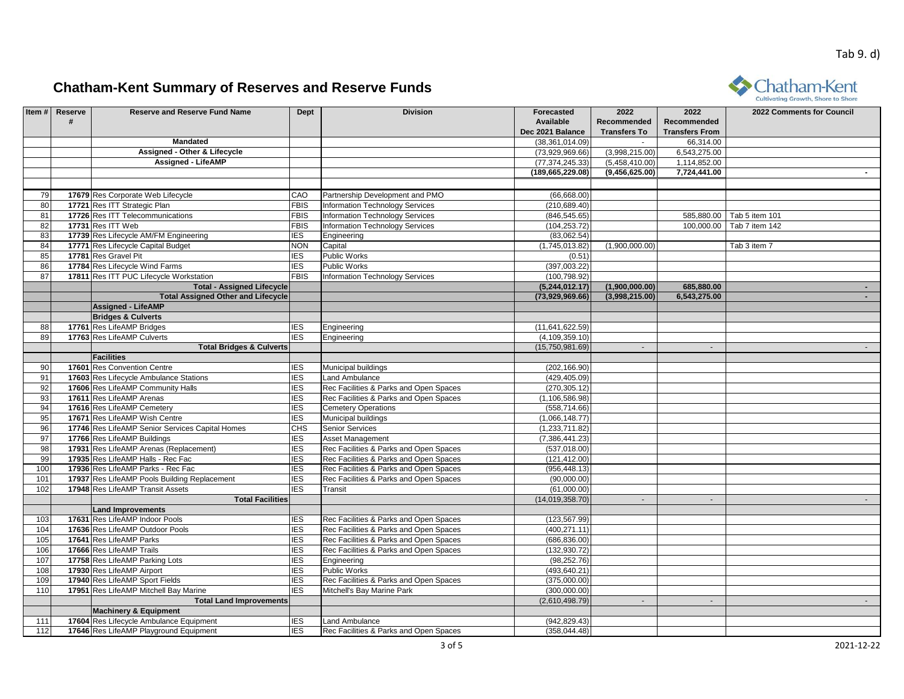Tab 9. d)

## Chatham-Kent Summary of Reserves and Reserve Funds

| Item # | Reserve # | Reserve and Reserve Fund Name | Dept | Division | Forecasted Available Dec 2021 Balance | 2022 Recommended Transfers To | 2022 Recommended Transfers From | 2022 Comments for Council |
|---|---|---|---|---|---|---|---|---|
| | | Mandated | | | (38,361,014.09) | - | 66,314.00 | |
| | | Assigned - Other & Lifecycle | | | (73,929,969.66) | (3,998,215.00) | 6,543,275.00 | |
| | | Assigned - LifeAMP | | | (77,374,245.33) | (5,458,410.00) | 1,114,852.00 | |
| | | | | | **(189,665,229.08)** | **(9,456,625.00)** | **7,724,441.00** | - |
| | | | | | | | | |
| 79 | 17679 | Res Corporate Web Lifecycle | CAO | Partnership Development and PMO | (66,668.00) | | | |
| 80 | 17721 | Res ITT Strategic Plan | FBIS | Information Technology Services | (210,689.40) | | | |
| 81 | 17726 | Res ITT Telecommunications | FBIS | Information Technology Services | (846,545.65) | | 585,880.00 | Tab 5 item 101 |
| 82 | 17731 | Res ITT Web | FBIS | Information Technology Services | (104,253.72) | | 100,000.00 | Tab 7 item 142 |
| 83 | 17739 | Res Lifecycle AM/FM Engineering | IES | Engineering | (83,062.54) | | | |
| 84 | 17771 | Res Lifecycle Capital Budget | NON | Capital | (1,745,013.82) | (1,900,000.00) | | Tab 3 item 7 |
| 85 | 17781 | Res Gravel Pit | IES | Public Works | (0.51) | | | |
| 86 | 17784 | Res Lifecycle Wind Farms | IES | Public Works | (397,003.22) | | | |
| 87 | 17811 | Res ITT PUC Lifecycle Workstation | FBIS | Information Technology Services | (100,798.92) | | | |
| | | **Total - Assigned Lifecycle** | | | **(5,244,012.17)** | **(1,900,000.00)** | **685,880.00** | - |
| | | **Total Assigned Other and Lifecycle** | | | **(73,929,969.66)** | **(3,998,215.00)** | **6,543,275.00** | - |
| | | **Assigned - LifeAMP** | | | | | | |
| | | **Bridges & Culverts** | | | | | | |
| 88 | 17761 | Res LifeAMP Bridges | IES | Engineering | (11,641,622.59) | | | |
| 89 | 17763 | Res LifeAMP Culverts | IES | Engineering | (4,109,359.10) | | | |
| | | **Total Bridges & Culverts** | | | (15,750,981.69) | - | - | - |
| | | **Facilities** | | | | | | |
| 90 | 17601 | Res Convention Centre | IES | Municipal buildings | (202,166.90) | | | |
| 91 | 17603 | Res Lifecycle Ambulance Stations | IES | Land Ambulance | (429,405.09) | | | |
| 92 | 17606 | Res LifeAMP Community Halls | IES | Rec Facilities & Parks and Open Spaces | (270,305.12) | | | |
| 93 | 17611 | Res LifeAMP Arenas | IES | Rec Facilities & Parks and Open Spaces | (1,106,586.98) | | | |
| 94 | 17616 | Res LifeAMP Cemetery | IES | Cemetery Operations | (558,714.66) | | | |
| 95 | 17671 | Res LifeAMP Wish Centre | IES | Municipal buildings | (1,066,148.77) | | | |
| 96 | 17746 | Res LifeAMP Senior Services Capital Homes | CHS | Senior Services | (1,233,711.82) | | | |
| 97 | 17766 | Res LifeAMP Buildings | IES | Asset Management | (7,386,441.23) | | | |
| 98 | 17931 | Res LifeAMP Arenas (Replacement) | IES | Rec Facilities & Parks and Open Spaces | (537,018.00) | | | |
| 99 | 17935 | Res LifeAMP Halls - Rec Fac | IES | Rec Facilities & Parks and Open Spaces | (121,412.00) | | | |
| 100 | 17936 | Res LifeAMP Parks - Rec Fac | IES | Rec Facilities & Parks and Open Spaces | (956,448.13) | | | |
| 101 | 17937 | Res LifeAMP Pools Building Replacement | IES | Rec Facilities & Parks and Open Spaces | (90,000.00) | | | |
| 102 | 17948 | Res LifeAMP Transit Assets | IES | Transit | (61,000.00) | | | |
| | | **Total Facilities** | | | (14,019,358.70) | - | - | - |
| | | **Land Improvements** | | | | | | |
| 103 | 17631 | Res LifeAMP Indoor Pools | IES | Rec Facilities & Parks and Open Spaces | (123,567.99) | | | |
| 104 | 17636 | Res LifeAMP Outdoor Pools | IES | Rec Facilities & Parks and Open Spaces | (400,271.11) | | | |
| 105 | 17641 | Res LifeAMP Parks | IES | Rec Facilities & Parks and Open Spaces | (686,836.00) | | | |
| 106 | 17666 | Res LifeAMP Trails | IES | Rec Facilities & Parks and Open Spaces | (132,930.72) | | | |
| 107 | 17758 | Res LifeAMP Parking Lots | IES | Engineering | (98,252.76) | | | |
| 108 | 17930 | Res LifeAMP Airport | IES | Public Works | (493,640.21) | | | |
| 109 | 17940 | Res LifeAMP Sport Fields | IES | Rec Facilities & Parks and Open Spaces | (375,000.00) | | | |
| 110 | 17951 | Res LifeAMP Mitchell Bay Marine | IES | Mitchell's Bay Marine Park | (300,000.00) | | | |
| | | **Total Land Improvements** | | | (2,610,498.79) | - | - | - |
| | | **Machinery & Equipment** | | | | | | |
| 111 | 17604 | Res Lifecycle Ambulance Equipment | IES | Land Ambulance | (942,829.43) | | | |
| 112 | 17646 | Res LifeAMP Playground Equipment | IES | Rec Facilities & Parks and Open Spaces | (358,044.48) | | | |

2021-12-22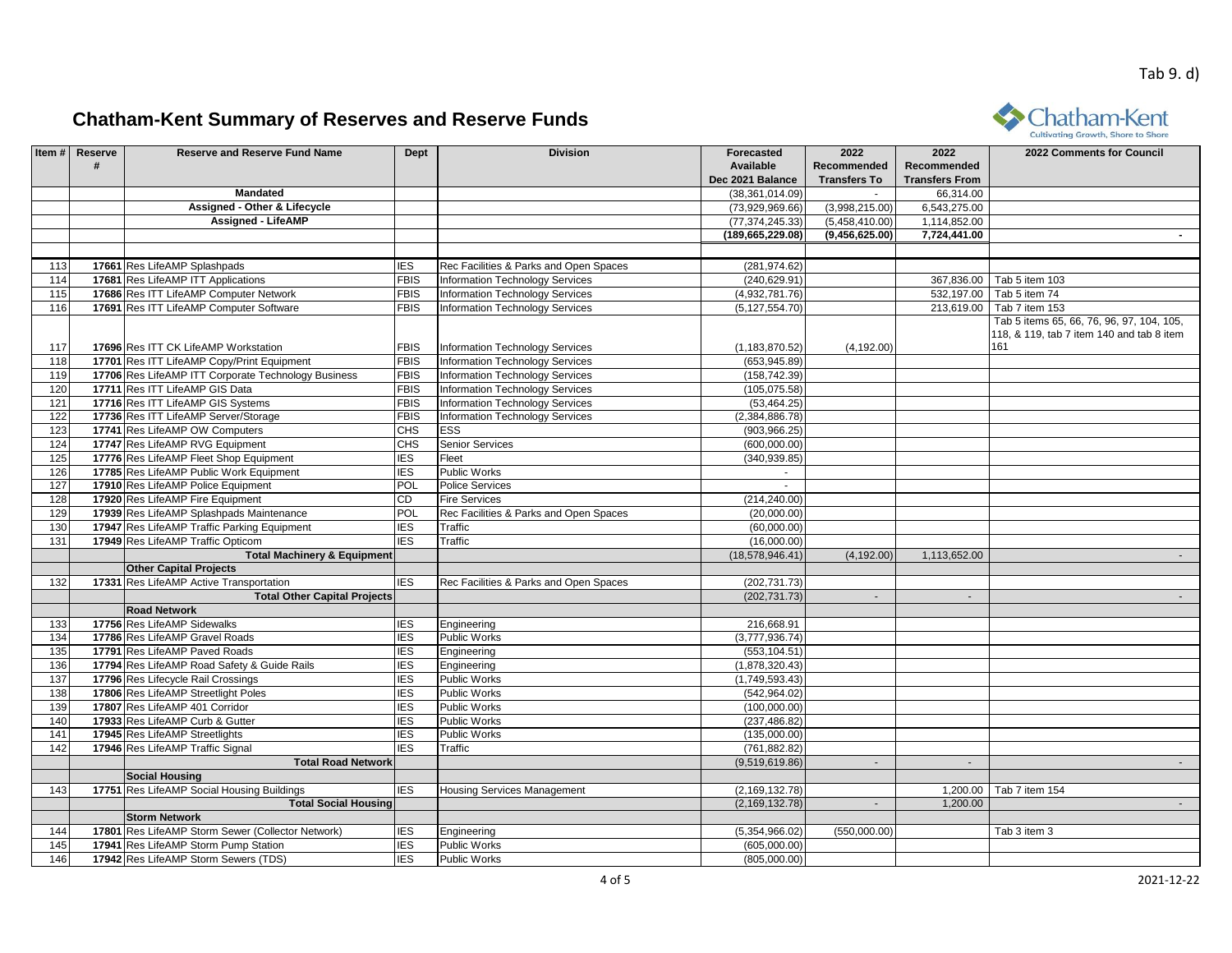Tab 9. d)

# Chatham-Kent Summary of Reserves and Reserve Funds

| Item # | Reserve # | Reserve and Reserve Fund Name | Dept | Division | Forecasted Available Dec 2021 Balance | 2022 Recommended Transfers To | 2022 Recommended Transfers From | 2022 Comments for Council |
|---|---|---|---|---|---|---|---|---|
| | | **Mandated** | | | (38,361,014.09) | - | 66,314.00 | |
| | | **Assigned - Other & Lifecycle** | | | (73,929,969.66) | (3,998,215.00) | 6,543,275.00 | |
| | | **Assigned - LifeAMP** | | | (77,374,245.33) | (5,458,410.00) | 1,114,852.00 | |
| | | | | | **(189,665,229.08)** | **(9,456,625.00)** | **7,724,441.00** | - |
| | | | | | | | | |
| 113 | **17661** | Res LifeAMP Splashpads | IES | Rec Facilities & Parks and Open Spaces | (281,974.62) | | | |
| 114 | **17681** | Res ITT LifeAMP ITT Applications | FBIS | Information Technology Services | (240,629.91) | | 367,836.00 | Tab 5 item 103 |
| 115 | **17686** | Res ITT LifeAMP Computer Network | FBIS | Information Technology Services | (4,932,781.76) | | 532,197.00 | Tab 5 item 74 |
| 116 | **17691** | Res ITT LifeAMP Computer Software | FBIS | Information Technology Services | (5,127,554.70) | | 213,619.00 | Tab 7 item 153 |
| 117 | **17696** | Res ITT CK LifeAMP Workstation | FBIS | Information Technology Services | (1,183,870.52) | (4,192.00) | | Tab 5 items 65, 66, 76, 96, 97, 104, 105, 118, & 119, tab 7 item 140 and tab 8 item 161 |
| 118 | **17701** | Res ITT LifeAMP Copy/Print Equipment | FBIS | Information Technology Services | (653,945.89) | | | |
| 119 | **17706** | Res LifeAMP ITT Corporate Technology Business | FBIS | Information Technology Services | (158,742.39) | | | |
| 120 | **17711** | Res ITT LifeAMP GIS Data | FBIS | Information Technology Services | (105,075.58) | | | |
| 121 | **17716** | Res ITT LifeAMP GIS Systems | FBIS | Information Technology Services | (53,464.25) | | | |
| 122 | **17736** | Res ITT LifeAMP Server/Storage | FBIS | Information Technology Services | (2,384,886.78) | | | |
| 123 | **17741** | Res LifeAMP OW Computers | CHS | ESS | (903,966.25) | | | |
| 124 | **17747** | Res LifeAMP RVG Equipment | CHS | Senior Services | (600,000.00) | | | |
| 125 | **17776** | Res LifeAMP Fleet Shop Equipment | IES | Fleet | (340,939.85) | | | |
| 126 | **17785** | Res LifeAMP Public Work Equipment | IES | Public Works | - | | | |
| 127 | **17910** | Res LifeAMP Police Equipment | POL | Police Services | - | | | |
| 128 | **17920** | Res LifeAMP Fire Equipment | CD | Fire Services | (214,240.00) | | | |
| 129 | **17939** | Res LifeAMP Splashpads Maintenance | POL | Rec Facilities & Parks and Open Spaces | (20,000.00) | | | |
| 130 | **17947** | Res LifeAMP Traffic Parking Equipment | IES | Traffic | (60,000.00) | | | |
| 131 | **17949** | Res LifeAMP Traffic Opticom | IES | Traffic | (16,000.00) | | | |
| | | **Total Machinery & Equipment** | | | (18,578,946.41) | (4,192.00) | 1,113,652.00 | - |
| | | **Other Capital Projects** | | | | | | |
| 132 | **17331** | Res LifeAMP Active Transportation | IES | Rec Facilities & Parks and Open Spaces | (202,731.73) | | | |
| | | **Total Other Capital Projects** | | | (202,731.73) | - | - | - |
| | | **Road Network** | | | | | | |
| 133 | **17756** | Res LifeAMP Sidewalks | IES | Engineering | 216,668.91 | | | |
| 134 | **17786** | Res LifeAMP Gravel Roads | IES | Public Works | (3,777,936.74) | | | |
| 135 | **17791** | Res LifeAMP Paved Roads | IES | Engineering | (553,104.51) | | | |
| 136 | **17794** | Res LifeAMP Road Safety & Guide Rails | IES | Engineering | (1,878,320.43) | | | |
| 137 | **17796** | Res Lifecycle Rail Crossings | IES | Public Works | (1,749,593.43) | | | |
| 138 | **17806** | Res LifeAMP Streetlight Poles | IES | Public Works | (542,964.02) | | | |
| 139 | **17807** | Res LifeAMP 401 Corridor | IES | Public Works | (100,000.00) | | | |
| 140 | **17933** | Res LifeAMP Curb & Gutter | IES | Public Works | (237,486.82) | | | |
| 141 | **17945** | Res LifeAMP Streetlights | IES | Public Works | (135,000.00) | | | |
| 142 | **17946** | Res LifeAMP Traffic Signal | IES | Traffic | (761,882.82) | | | |
| | | **Total Road Network** | | | (9,519,619.86) | - | - | - |
| | | **Social Housing** | | | | | | |
| 143 | **17751** | Res LifeAMP Social Housing Buildings | IES | Housing Services Management | (2,169,132.78) | | 1,200.00 | Tab 7 item 154 |
| | | **Total Social Housing** | | | (2,169,132.78) | - | 1,200.00 | - |
| | | **Storm Network** | | | | | | |
| 144 | **17801** | Res LifeAMP Storm Sewer (Collector Network) | IES | Engineering | (5,354,966.02) | (550,000.00) | | Tab 3 item 3 |
| 145 | **17941** | Res LifeAMP Storm Pump Station | IES | Public Works | (605,000.00) | | | |
| 146 | **17942** | Res LifeAMP Storm Sewers (TDS) | IES | Public Works | (805,000.00) | | | |

2021-12-22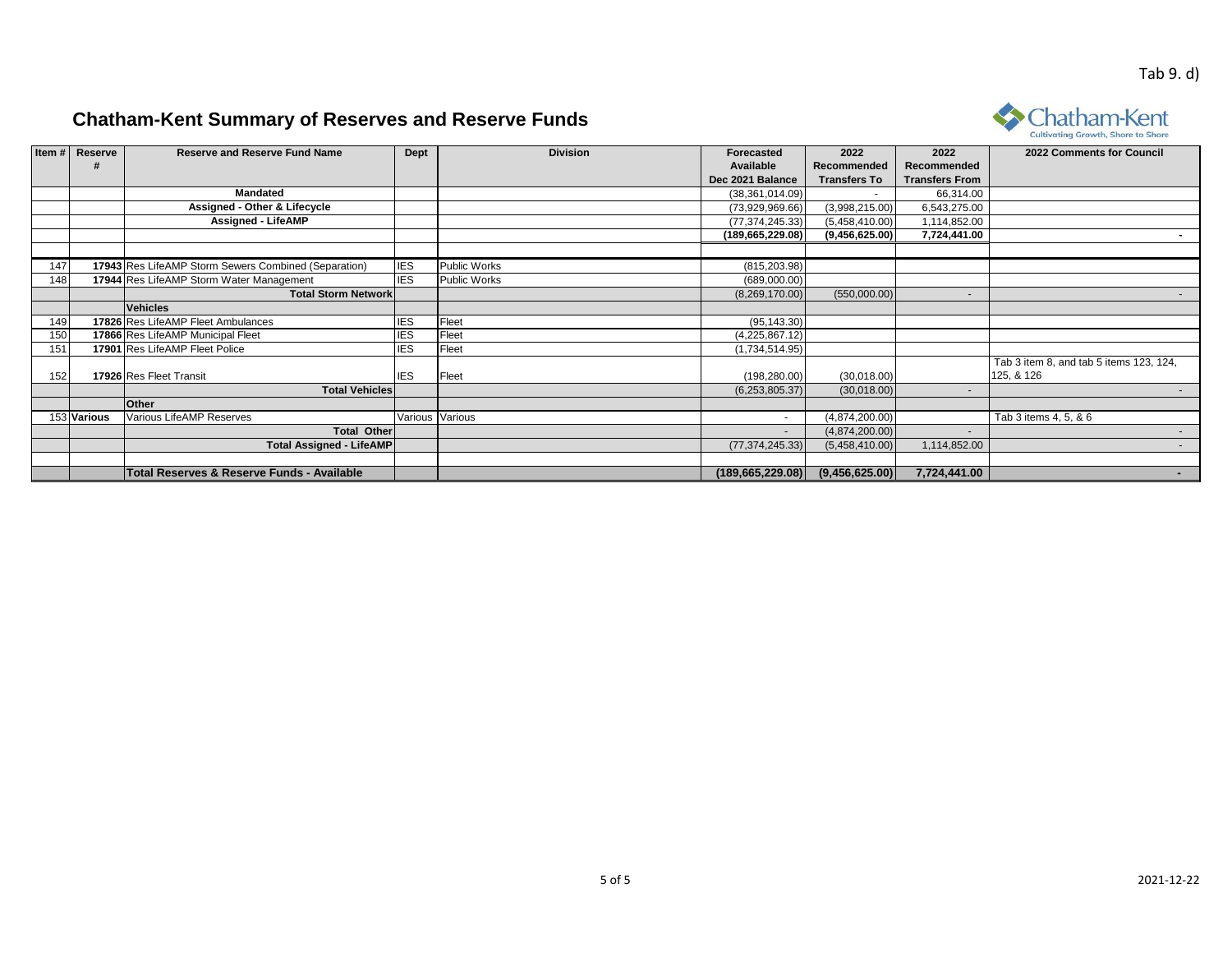Tab 9. d)

# Chatham-Kent Summary of Reserves and Reserve Funds

| Item # | Reserve # | Reserve and Reserve Fund Name | Dept | Division | Forecasted Available Dec 2021 Balance | 2022 Recommended Transfers To | 2022 Recommended Transfers From | 2022 Comments for Council |
|---|---|---|---|---|---|---|---|---|
| | | **Mandated** | | | (38,361,014.09) | - | 66,314.00 | |
| | | **Assigned - Other & Lifecycle** | | | (73,929,969.66) | (3,998,215.00) | 6,543,275.00 | |
| | | **Assigned - LifeAMP** | | | (77,374,245.33) | (5,458,410.00) | 1,114,852.00 | |
| | | | | | **(189,665,229.08)** | **(9,456,625.00)** | **7,724,441.00** | **-** |
| | | | | | | | | |
| 147 | **17943** | Res LifeAMP Storm Sewers Combined (Separation) | IES | Public Works | (815,203.98) | | | |
| 148 | **17944** | Res LifeAMP Storm Water Management | IES | Public Works | (689,000.00) | | | |
| | | **Total Storm Network** | | | (8,269,170.00) | (550,000.00) | - | - |
| | | **Vehicles** | | | | | | |
| 149 | **17826** | Res LifeAMP Fleet Ambulances | IES | Fleet | (95,143.30) | | | |
| 150 | **17866** | Res LifeAMP Municipal Fleet | IES | Fleet | (4,225,867.12) | | | |
| 151 | **17901** | Res LifeAMP Fleet Police | IES | Fleet | (1,734,514.95) | | | |
| 152 | **17926** | Res Fleet Transit | IES | Fleet | (198,280.00) | (30,018.00) | | Tab 3 item 8, and tab 5 items 123, 124, 125, & 126 |
| | | **Total Vehicles** | | | (6,253,805.37) | (30,018.00) | - | - |
| | | **Other** | | | | | | |
| 153 | **Various** | Various LifeAMP Reserves | Various | Various | - | (4,874,200.00) | | Tab 3 items 4, 5, & 6 |
| | | **Total Other** | | | - | (4,874,200.00) | - | - |
| | | **Total Assigned - LifeAMP** | | | (77,374,245.33) | (5,458,410.00) | 1,114,852.00 | - |
| | | | | | | | | |
| | | **Total Reserves & Reserve Funds - Available** | | | **(189,665,229.08)** | **(9,456,625.00)** | **7,724,441.00** | **-** |

2021-12-22